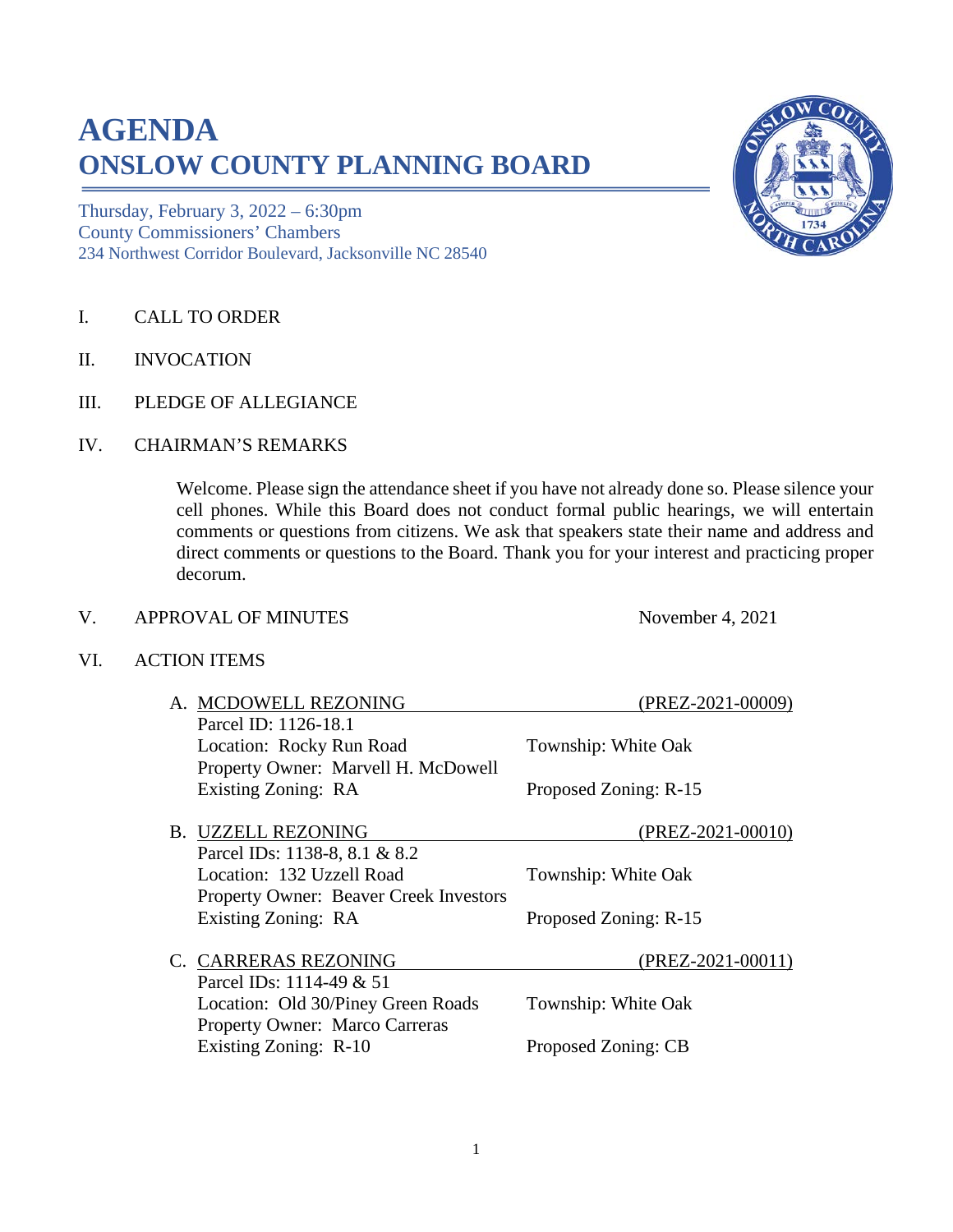# AGENDA
# ONSLOW COUNTY PLANNING BOARD

Thursday, February 3, 2022 – 6:30pm
County Commissioners' Chambers
234 Northwest Corridor Boulevard, Jacksonville NC 28540

I. CALL TO ORDER

II. INVOCATION

III. PLEDGE OF ALLEGIANCE

IV. CHAIRMAN'S REMARKS

Welcome. Please sign the attendance sheet if you have not already done so. Please silence your cell phones. While this Board does not conduct formal public hearings, we will entertain comments or questions from citizens. We ask that speakers state their name and address and direct comments or questions to the Board. Thank you for your interest and practicing proper decorum.

V. APPROVAL OF MINUTES — November 4, 2021

VI. ACTION ITEMS

A. MCDOWELL REZONING (PREZ-2021-00009)
Parcel ID: 1126-18.1
Location: Rocky Run Road — Township: White Oak
Property Owner: Marvell H. McDowell
Existing Zoning: RA — Proposed Zoning: R-15

B. UZZELL REZONING (PREZ-2021-00010)
Parcel IDs: 1138-8, 8.1 & 8.2
Location: 132 Uzzell Road — Township: White Oak
Property Owner: Beaver Creek Investors
Existing Zoning: RA — Proposed Zoning: R-15

C. CARRERAS REZONING (PREZ-2021-00011)
Parcel IDs: 1114-49 & 51
Location: Old 30/Piney Green Roads — Township: White Oak
Property Owner: Marco Carreras
Existing Zoning: R-10 — Proposed Zoning: CB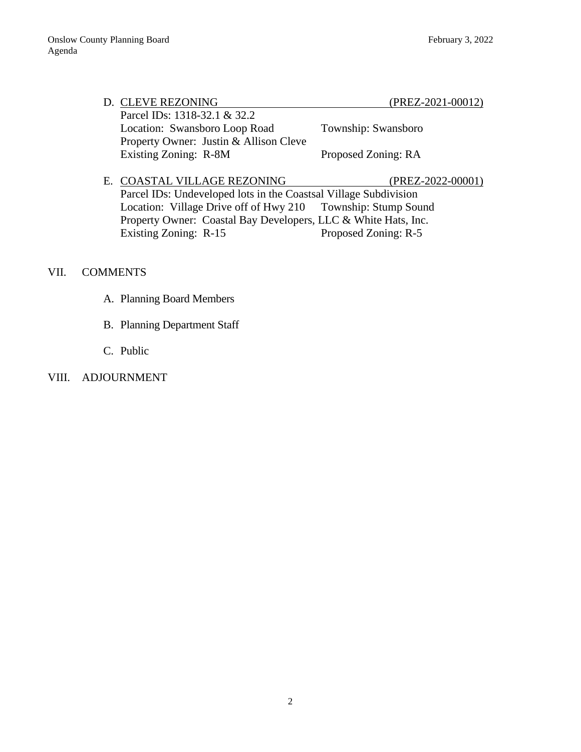D. CLEVE REZONING (PREZ-2021-00012)
Parcel IDs: 1318-32.1 & 32.2
Location: Swansboro Loop Road Township: Swansboro
Property Owner: Justin & Allison Cleve
Existing Zoning: R-8M Proposed Zoning: RA

E. COASTAL VILLAGE REZONING (PREZ-2022-00001)
Parcel IDs: Undeveloped lots in the Coastsal Village Subdivision
Location: Village Drive off of Hwy 210 Township: Stump Sound
Property Owner: Coastal Bay Developers, LLC & White Hats, Inc.
Existing Zoning: R-15 Proposed Zoning: R-5

VII. COMMENTS

A. Planning Board Members

B. Planning Department Staff

C. Public

VIII. ADJOURNMENT